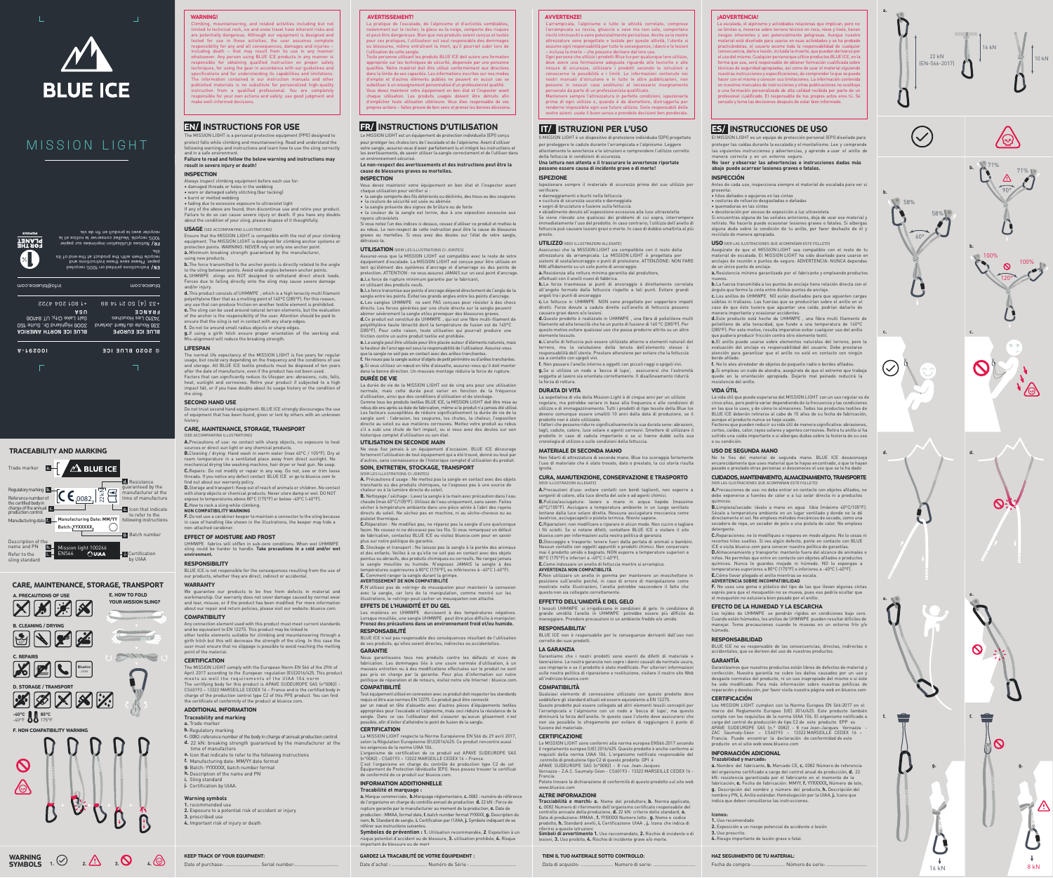# BLUE ICE

# MISSION LIGHT

© 2020 BLUE ICE 100281-A

**BLUE ICE EUROPE**
335 Route du Nant Jorland
74310 Les Houches
FRANCE
+33 (4) 50 21 14 89
blueice.com

**BLUE ICE NORTH AMERICA**
3006 Highland Dr. Suite 150
Salt Lake City, UT 84106
USA
+1 801 204 4722
info@blueice.com

**EN/** Instructions printed on 100% recycled paper. Please save these instructions and recycle them with the product at the end of its life.
**FR/** Notice d'utilisation imprimée sur papier 100% recyclé. Veuillez conserver la notice et la recycler avec le produit en fin de vie.

1% FOR THE PLANET MEMBER

## TRACEABILITY AND MARKING

- a. Trade marker
- b. Regulatory marking
- c. Reference number of the certified body in charge of the annual production control
- d. Resistance guaranteed by the manufacturer at the time of manufacture
- e. Icon that indicate to refer to the following instructions
- f. Manufacturing date: MM/YY
- g. Batch number
- h. Description of the name and PN
- i. Refer to the sling standard
- j. Certification by UIAA

BLUE ICE — CE 0082 — 22kN — Manufacturing Date: MM/YY — Batch: YYXXXXX — Mission light 100266 — EN566 — UIAA

## CARE, MAINTENANCE, STORAGE, TRANSPORT

- A. PRECAUTIONS OF USE
- B. CLEANING / DRYING
- C. REPAIRS
- D. STORAGE / TRANSPORT (-40°C / -40°F — 80°C / 175°F)
- E. HOW TO FOLD YOUR MISSION SLING?
- F. NON COMPATIBILITY WARNING

**WARNING SYMBOLS** 1. 2. 3. 4.

---

**WARNING!**
Climbing, mountaineering, and related activities including but not limited to technical rock, ice and snow travel have inherent risks and are potentially dangerous. Although our equipment is designed and tested for use in these activities, the user assumes complete responsibility for any and all consequences, damages and injuries – including death – that may result from its use in any manner whatsoever. Any person using BLUE ICE products in any manner is responsible for obtaining qualified instruction on proper safety techniques, for using the gear in accordance with our guidelines and specifications and for understanding its capabilities and limitations. The information contained in our instruction manuals and other published materials is no substitute for personalized high-quality instruction from a qualified professional. You are completely responsible for your own actions and safety: use good judgment and make well-informed decisions.

## EN/ INSTRUCTIONS FOR USE

The MISSION LIGHT is a personal protective equipment (PPE) designed to protect falls while climbing and mountaineering. Read and understand the following warnings and instructions and learn how to use the sling correctly and in a safe environment.
**Failure to read and follow the below warning and instructions may result in severe injury or death!**

### INSPECTION
Always inspect climbing equipment before each use for:
- damaged threads or holes in the webbing
- worn or damaged safety stitching (bar tacking)
- burnt or melted webbing
- fading due to excessive exposure to ultraviolet light

If any of the above are found, then discontinue use and retire your product. Failure to do so can cause severe injury or death. If you have any doubts about the condition of your sling, please dispose of it thoughtfully.

### USAGE (SEE ACCOMPANYING ILLUSTRATIONS)
Ensure that the MISSION LIGHT is compatible with the rest of your climbing equipment. The MISSION LIGHT is designed for climbing anchor systems or protection points. WARNING: NEVER rely on only one anchor point.
a. Minimum breaking strength guaranteed by the manufacturer, using new products.
b. The force transmitted to the anchor points is directly related to the angle to the sling between points. Avoid wide angles between anchor points.
c. UHMWPE slings are NOT designed to withstand direct shock loads. Forces due to falling directly onto the sling may cause severe damage and/or injury.
d. This product consists of UHMWPE, which is a high tenacity multi filament polyethylene fiber that as a melting point of 140°C (285°F). For this reason, any use that can produce friction on another textile element is prohibited.
e. The sling can be used around natural terrain elements, but the evaluation of the anchor is the responsibility of the user. Attention should be paid to ensure that the sling is not in contact with any sharp edges.
f. Do not be around small radius objects or sharp edges.
g. If using a girth hitch ensure proper orientation of the working end. Mis-alignment will reduce the breaking strength.

### LIFESPAN
The normal life expectancy of the MISSION LIGHT is five years for regular usage, but could vary depending on the frequency and the conditions of use and storage. All BLUE ICE textile products must be disposed of ten years after the date of manufacture, even if the product has not been used.
Factors that can significantly reduce its lifespan are: abrasions, cuts, falls, heat, sunlight and corrosives. Retire your product if used to catch a high impact fall, or if you have doubts about its usage history or the condition of the sling.

### SECOND HAND USE
Do not trust second hand equipment. BLUE ICE strongly discourages the use of equipment that has been found, given or lent by others with an unknown history.

### CARE, MAINTENANCE, STORAGE, TRANSPORT (SEE ACCOMPANYING ILLUSTRATIONS)
A. Precautions of use: no contact with sharp objects, no exposure to heat sources or direct sun light or any chemical products.
B. Cleaning / drying: Hand wash in warm water (max 40°C / 105°F). Dry at room temperature in a ventilated place away from direct sunlight. No mechanical drying like washing machine, hair dryer or heat gun. No soap.
C. Repairs: Do not modify or repair in any way. Do not, sew or trim loose threads. If you notice any defect contact BLUE ICE or go to blueice.com to find out about our warranty policy.
D. Storage and transport: Keep out of reach of animals or children. No contact with sharp objects or chemical products. Never store damp or wet. DO NOT expose to temperatures above 80°C (175°F) or below -40°C (-40°F).
E. How to rack a sling while climbing.

**NON COMPATIBILITY WARNING**
F. Do not use a carabiner keeper to maintain a connector to the sling because in case of handling like shown in the illustrations, the keeper may hide a non-attached carabiner.

### EFFECT OF MOISTURE AND FROST
UHMWPE fabrics will stiffen in sub-zero conditions. When wet UHMWPE sling could be harder to handle. **Take precautions in a cold and/or wet environment.**

### RESPONSIBILITY
BLUE ICE is not responsible for the consequences resulting from the use of our products, whether they are direct, indirect or accidental.

### WARRANTY
We guarantee our products to be free from defects in material and workmanship. Our warranty does not cover damage caused by normal wear and tear, misuse, or if the product has been modified. For more information about our repair and return policies, please visit our website: blueice.com.

### COMPATIBILITY
Any connection element used with this product must meet current standards and be equivalent to EN 12275. This product may be linked to other textile elements suitable for climbing and mountaineering through a girth hitch but this will decrease the strength of the sling. In this case the user must ensure that no slippage is possible to avoid reaching the melting point of the material.

### CERTIFICATION
The MISSION LIGHT comply with the European Norm EN 566 of the 29th of April 2017 according to the European regulation (EU)2016/425. This product meets as well the requirements of the UIAA 104 norm.
The certifying body for this product is APAVE SUDEUROPE SAS (n°0082) – CS60193 – 13322 MARSEILLE CEDEX 16 – France and is the certified body in charge of the production control type C2 of this PPE product. You can find the certificate of conformity of the product at blueice.com.

### ADDITIONAL INFORMATION
**Traceability and marking**
- a. Trade marker
- b. Regulatory marking
- c. 0082: reference number of the body in charge of annual production control.
- d. 22 kN: breaking strength guaranteed by the manufacturer at the time of manufacture
- e. Icon that indicate to refer to the following instructions
- f. Manufacturing date: MM/YY date format
- g. Batch: YYXXXXX, batch number format
- h. Description of the name and PN
- i. Sling standard
- j. Certification by UIAA

**Warning symbols**
1. recommended use
2. Exposure to a potential risk of accident or injury
3. proscribed use
4. Important risk of injury or death

**KEEP TRACK OF YOUR EQUIPMENT:**
Date of purchase: .................. Serial number: ..................

---

**AVERTISSEMENT!**
La pratique de l'escalade, de l'alpinisme et d'activités semblables, notamment sur le rocher, la glace ou la neige, comporte des risques et peut être dangereuse. Bien que nos produits soient conçus et testés pour ces pratiques, l'utilisateur est seul responsable des dommages ou blessures, même entraînant la mort, qu'il pourrait subir lors de l'utilisation de cette sangle.
Toute personne utilisant les produits BLUE ICE doit suivre une formation appropriée sur les techniques de sécurité, dispensée par une personne qualifiée. Notre matériel doit être utilisé conformément aux directives dans la limite de ses capacités. Les informations inscrites sur nos modes d'emploi et d'autres éléments publiés ne peuvent en aucun cas se substituer à un enseignement personnalisé d'un professionnel qualifié.
Vous devez maintenir votre équipement en bon état et l'inspecter avant chaque utilisation. Les produits usagés doivent être détruits afin d'empêcher toute utilisation ultérieure. Vous êtes responsable de vos propres actions – faites preuve de bon sens et prenez les bonnes décisions.

## FR/ INSTRUCTIONS D'UTILISATION

La MISSION LIGHT est un équipement de protection individuelle (EPI) conçu pour protéger les chutes lors de l'escalade et de l'alpinisme. Avant d'utiliser votre sangle, assurez-vous d'avoir parfaitement lu et intégré les instructions et les avertissements, de savoir utiliser la sangle correctement et de l'utiliser dans un environnement sécurisé.
**Le non-respect des avertissements et des instructions peut être la cause de blessures graves ou mortelles.**

### INSPECTION
Vous devez maintenir votre équipement en bon état et l'inspecter avant chaque utilisation pour vérifier si :
- la sangle comporte des fils détériorés ou déchirés, des trous ou des coupures
- la couture de sécurité est usée ou abîmée
- la sangle présente des signes de brûlure ou de fonte
- la couleur de la sangle est terne, due à une exposition excessive aux rayons ultraviolets

Si vous notez l'un des indices ci-dessus, cessez d'utiliser ce produit et mettez-le au rebus. Le non-respect de cette instruction peut être la cause de blessures graves ou mortelles. Si vous avez des doutes sur l'état de votre sangle, détruisez-la.

### UTILISATION (VOIR LES ILLUSTRATIONS CI-JOINTES)
Assurez-vous que la MISSION LIGHT est compatible avec le reste de votre équipement d'escalade. La MISSION LIGHT est conçue pour être utilisée en tant qu'élément des systèmes d'ancrage et d'amarrage ou des points de protection. ATTENTION : ne vous assurez JAMAIS sur un seul point d'ancrage.
a. La force de rupture minimum garantie par le fabricant, en utilisant des produits neufs.
b. La force transmise aux points d'ancrage dépend directement de l'angle de la sangle entre les points. Évitez les grands angles entre les points d'ancrage.
c. Les sangles UHMWPE ne sont PAS conçues pour résister à des chocs directs. Les forces générées par une chute directe sur la sangle peuvent abîmer sévèrement la sangle et/ou provoquer des blessures graves.
d. Ce produit est constitué de UHMWPE, qui est une fibre multi-filament de polyéthylène haute ténacité dont la température de fusion est de 140°C (285°F). Pour cette raison, toute utilisation qui pourrait provoquer une friction contre un autre produit textile est prohibée.
e. La sangle peut être utilisée pour être placée autour d'éléments naturels, mais la tenue de l'ancrage est sous la responsabilité de l'utilisateur. Assurez-vous que la sangle ne soit pas en contact avec des arêtes tranchantes.
f. Ne nouez pas la sangle autour d'objets de petit périmètre ou d'arêtes tranchantes.
g. Si vous utilisez un nœud en tête d'alouette, assurez-vous qu'il est monté dans la bonne direction. Un mauvais montage réduira la force de rupture.

### DURÉE DE VIE
La durée de vie de la MISSION LIGHT est de cinq ans pour une utilisation normale, mais cette durée peut varier en fonction de la fréquence d'utilisation, ainsi que des conditions d'utilisation et de stockage.
Comme tous les produits textiles BLUE ICE, la MISSION LIGHT doit être mise au rebus dix ans après sa date de fabrication, même si le produit n'a jamais été utilisé. Les facteurs susceptibles de réduire significativement la durée de vie de la sangle sont : l'abrasion, les coupures, les chutes, la chaleur, l'exposition directe au soleil ou aux matières corrosives. Mettez votre produit au rebus s'il a subi une chute de fort impact, ou si vous avez des doutes sur son historique complet d'utilisation ou son état.

### UTILISATION EN SECONDE MAIN
Ne vous fiez jamais à un équipement d'occasion. BLUE ICE décourage fortement l'utilisation de tout équipement qui a été trouvé, donné ou loué par d'autres, sans connaissance de l'historique complet d'utilisation du produit.

### SOIN, ENTRETIEN, STOCKAGE, TRANSPORT (VOIR LES ILLUSTRATIONS CI-JOINTES)
A. Précautions d'usage : Ne mettez pas la sangle en contact avec des objets tranchants ou des produits chimiques, ne l'exposez pas à une source de chaleur ou à la lumière directe du soleil.
B. Nettoyage / séchage : Lavez la sangle à la main avec précaution dans l'eau chaude (max 40°C/105°F). Utilisez de l'eau uniquement, sans savon. Faites sécher à température ambiante dans une pièce aérée à l'abri des rayons directs du soleil. Ne séchez pas en machine, ni au sèche-cheveux ou au pistolet thermique.
C. Réparation : Ne modifiez pas, ne réparez pas la sangle d'une quelconque façon. Ne cousez ni ne découpez pas les fils. Si vous remarquez un défaut de fabrication, contactez BLUE ICE ou visitez blueice.com pour en savoir plus sur notre politique de garantie.
D. Stockage et transport : Ne laissez pas la sangle à la portée des animaux et des enfants. Veillez à ce qu'elle ne soit pas en contact avec des objets pointus ou abrasifs, des produits chimiques ou corrosifs. Ne rangez jamais la sangle mouillée ou humide. N'exposez JAMAIS la sangle à des températures supérieures à 80°C (175°F), ou inférieures à -40°C (-40°F).
E. Comment ranger la sangle durant la grimpe.

**AVERTISSEMENT DE NON COMPATIBILITÉ**
F. N'utilisez pas de «string» de mousqueton pour maintenir la connexion avec la sangle, car lors de la manipulation, comme montré sur les illustrations, le «string» peut cacher un mousqueton non attaché.

### EFFETS DE L'HUMIDITÉ ET DU GEL
Les matières en UHMWPE durcissent à des températures négatives. Lorsque mouillée, une sangle UHMWPE peut être plus difficile à manipuler. **Prenez des précautions dans un environnement froid et/ou humide.**

### RESPONSABILITÉ
BLUE ICE n'est pas responsable des conséquences résultant de l'utilisation de ses produits, qu'elles soient directes, indirectes ou accidentelles.

### GARANTIE
Nous garantissons tous nos produits contre les défauts et vices de fabrication. Les dommages liés à une usure normale d'utilisation, à un mauvais entretien ou à des modifications effectuées sur le produit ne sont pas pris en charge par la garantie. Pour plus d'information sur notre politique de réparation et de retours, visitez notre site Internet : blueice.com.

### COMPATIBILITÉ
Tout équipement utilisé en connexion avec ce produit doit respecter les standards requis et être aux normes EN 12275. Ce produit peut être connecté par un nœud en tête d'alouette avec d'autres pièces d'équipements textiles appropriées pour l'escalade et l'alpinisme, mais ceci réduira la résistance de la sangle. Dans ce cas l'utilisateur doit s'assurer qu'aucun glissement n'est possible, afin d'éviter d'atteindre le point de fusion de la sangle.

### CERTIFICATION
La MISSION LIGHT respecte la Norme Européenne EN 566 du 29 avril 2017, selon la Régulation Européenne (EU)2016/425. Ce produit rencontre aussi les exigences de la norme UIAA 104.
L'organisme de certification de ce produit est APAVE SUDEUROPE SAS (n°0082) – CS60193 – 13322 MARSEILLE CEDEX 16 – France.
C'est l'organisme en charge du contrôle de production type C2 de cet Équipement de Protection Individuelle (EPI). Vous pouvez trouver le certificat de conformité de ce produit sur blueice.com.

### INFORMATION ADDITIONNELLE
**Traçabilité et marquage :**
a. Marque commerciale, b. Marquage réglementaire, c. 0082 : numéro de référence de l'organisme en charge du contrôle annuel de production. d. 22 kN : force de rupture garantie par le manufacturier au moment de la production, e. Date de production : MMAA, format date, f. batch number format YYXXXX, g. Description du nom, h. Standard de sangle, i. Certification par l'UIAA, j. Symbole indiquant de se référer aux instructions suivantes.
**Symboles de prévention :** 1. Utilisation recommandée, 2. Exposition à un risque potentiel d'accident ou de blessures, 3. utilisation prohibée, 4. Risque important de blessure ou de mort.

**GARDEZ LA TRAÇABILITÉ DE VOTRE ÉQUIPEMENT :**
Date d'achat : .................. Numéro de Série : ..................

---

**AVVERTENZE!**
L'arrampicata, l'alpinismo e tutte le attività correlate, comprese l'arrampicata su roccia, ghiaccio e neve ma non solo, comportano rischi intrinseci e sono potenzialmente pericolose. Anche se le nostre attrezzature sono progettate e testate per queste attività, l'utente si assume ogni responsabilità per tutte le conseguenze, i danni e le lesioni – inclusa la morte – che possono derivare dal loro uso.
Ogni persona che utilizzi i prodotti Blue Ice per qualunque loro utilizzo, deve avere una formazione adeguata riguardo alle tecniche e alle misure di sicurezza, utilizzare i prodotti secondo le istruzioni e conoscerne le possibilità e i limiti. Le informazioni contenute nei nostri manuali d'istruzione e in tutte le altre pubblicazioni, non possono in nessun caso sostituirsi al necessario insegnamento personale da parte di un professionista qualificato.
Mantenere sempre l'attrezzatura in perfette condizioni, ispezionarla prima di ogni utilizzo e, quando è da dismettere, distruggerla per renderne impossibile ogni suo futuro utilizzo. Siete responsabili delle vostre azioni: usate il buon senso e prendete decisioni ben ponderate.

## IT/ ISTRUZIONI PER L'USO

Il MISSION LIGHT è un dispositivo di protezione individuale (DPI) progettato per proteggere le cadute durante l'arrampicata e l'alpinismo. Leggere attentamente le avvertenze e le istruzioni e comprendere l'utilizzo corretto della fettuccia in condizioni di sicurezza.
**Una lettura non attenta o il trascurare le avvertenze riportate possono essere causa di incidente grave o di morte!**

### ISPEZIONE
Ispezionare sempre il materiale di sicurezza prima del suo utilizzo per verificare:
- danneggiamenti o buchi nella fettuccia
- cucitura di sicurezza usurata o danneggiata
- segni di bruciatura o fusione sulla fettuccia
- sbiadimento dovuto all'esposizione eccessiva alla luce ultravioletta

Se viene rilevato uno qualsiasi dei problemi di cui sopra, interrompere immediatamente l'uso del prodotto. In caso contrario, l'utilizzo dell'anello di fettuccia può causare lesioni gravi o morte. In caso di dubbio smaltirla al più presto.

### UTILIZZO (VEDI ILLUSTRAZIONI ALLEGATE)
Assicurarsi che la MISSION LIGHT sia compatibile con il resto della attrezzatura da arrampicata. La MISSION LIGHT è progettata per sistemi di ancoraggio in sosta e punti di protezione. ATTENZIONE: NON FARE MAI affidamento su un solo punto di ancoraggio.
a. Resistenza alla rottura minima garantita dal produttore, effettuati con il anelli nuovi di fabbrica.
b. La forza trasmessa ai punti di ancoraggio è direttamente correlata all'angolo formato dalla fettuccia rispetto a tali punti. Evitare grandi angoli tra i punti di ancoraggio.
c. Le fettucce in UHMWPE NON sono progettate per sopportare impatti diretti. Forze dovute a cadute dirette sull'anello di fettuccia possono causare gravi danni e/o lesioni.
d. Questo prodotto è realizzato in UHMWPE, una fibra di polietilene multi filamento ad alta tenacità che ha un punto di fusione di 140°C (285°F). Per questo motivo evitare qualsiasi uso che possa produrre attrito su un altro elemento tessuto.
e. L'anello di fettuccia può essere utilizzata attorno a elementi naturali del terreno, ma la valutazione della tenuta dell'elemento stesso è responsabilità dell'utente. Prestare attenzione per evitare che la fettuccia sia a contatto con spigoli vivi.
f. Non passare l'anello intorno a oggetti con piccoli raggi o spigoli vivi.
g. Se si utilizza un nodo a 'bocca di lupo', assicurarsi che l'estremità soggetta al lavoro sia orientata correttamente. Il disallineamento ridurrà la forza di rottura.

### DURATA DI VITA
La aspettativa di vita della Mission Light è di cinque anni per un utilizzo regolare, ma potrebbe variare in base alla frequenza e alle condizioni di utilizzo e di immagazzinamento. Tutti i prodotti di tipo tessile di Blue Ice devono comunque essere smaltiti 10 anni dalla data di produzione, se il prodotto non è stato utilizzato.
I fattori che possono ridurre significativamente la sua durata sono: abrasioni, tagli, cadute, calore, luce solare e agenti corrosivi. Smettere di utilizzare il prodotto in caso di caduta importante o se si hanno dubbi sulla sua cronologia di utilizzo o sulle condizioni della fettuccia.

### MATERIALE DI SECONDA MANO
Non fidarti di attrezzatura di seconda mano. Blue Ice scoraggia fortemente l'uso di materiale che è stato trovato, dato o prestato, la cui storia risulta ignota.

### CURA, MANUTENZIONE, CONSERVAZIONE E TRASPORTO (VEDI ILLUSTRAZIONI ALLEGATE)
A. Precauzioni d'uso: evitare contatti con bordi taglienti, non esporre a sorgenti di calore, alla luce diretta del sole e ad agenti chimici.
B. Pulizia/asciugatura: lavare a mano in acqua tiepida (massimo 40°C/105°F). Asciugare a temperatura ambiente in un luogo ventilato lontano dalla luce solare diretta. Nessuna asciugatura meccanica come lavatrice, asciugacapelli o pistola termica. Niente sapone.
C. Riparazioni: non modificare o riparare in alcun modo. Non cucire o tagliare i fili sciolti. Se si notano difetti, contattare BLUE ICE o visitare il sito blueice.com per informazioni sulla nostra politica di garanzia.
D. Stoccaggio e trasporto: tenere fuori dalla portata di animali o bambini. Nessun contatto con oggetti appuntiti o prodotti chimici. Non conservare mai il prodotto umido o bagnato. NON esporre a temperature superiori a 80°C (175°F) o inferiori a -40°C (-40°F).
E. Come indossare un anello di fettuccia mentre si arrampica.

**AVVERTENZA NON COMPATIBILITÀ**
F. Non utilizzare un anello in gomma per mantenere un moschettone in posizione sull'anello poiché, in caso di errore di manipolazione come mostrato nelle illustrazioni, l'anello potrebbe nascondere il fatto che questo non sia collegato correttamente.

### EFFETTO DELL'UMIDITÀ E DEL GELO
I tessuti UHMWPE si irrigidiscono in condizioni di gelo. In condizione di grande umidità l'anello in UHMWPE potrebbe essere più difficile da maneggiare. Prendere precauzioni in un ambiente freddo e/o umido.

### RESPONSABILITA'
BLUE ICE non è responsabile per le conseguenze derivanti dall'uso non corretto dei suoi prodotti.

### LA GARANZIA
Garantiamo che i nostri prodotti sono esenti da difetti di materiale e lavorazione. La nostra garanzia non copre i danni causati da normale usura, uso improprio o se il prodotto è stato modificato. Per ulteriori informazioni sulla nostra politica di riparazione e restituzione, visitare il nostro sito Web all'indirizzo blueice.com

### COMPATIBILITÀ
Qualsiasi elemento di connessione utilizzato con questo prodotto deve soddisfare gli standard attuali ed essere equivalente a EN 12275.
Questo prodotto può essere collegato ad altri elementi tessili concepiti per l'arrampicata e l'alpinismo con un nodo a 'bocca di lupo', ma questo diminuirà la forza dell'anello. In questo caso l'utente deve assicurarsi che non sia possibile lo sfregamento per evitare di raggiungere il punto di fusione del materiale.

### CERTIFICAZIONE
La MISSION LIGHT sono conformi alla norma europea EN566:2017 secondo il regolamento europeo (UE) 2016/425. Questo prodotto è anche conforme ai requisiti della norma UIAA 104. L'organismo notificato responsabile del controllo di produzione tipo C2 di questo prodotto DPI è APAVE SUDEUROPE SAS (n°0082) – 8 rue Jean-Jacques Vernazza – Z.A.C. Saumaty-Séon – CS60193 – 13322 MARSEILLE CEDEX 16 – Francia
Potete trovare la dichiarazione di conformità di questo prodotto sul sito web www.blueice.com

### ALTRE INFORMAZIONI
**Tracciabilità e marchi:** a. Nome del produttore, b. Norma applicata, c. 0082 Numero di riferimento dell'organismo certificato responsabile del controllo annuale della produzione, d. 22 kN: criterio della standard, e. Data di produzione: MMAA, f. YYXXXXX Numero lotto, g. Nome e codice prodotto, h. Standard anelli, i. Certificazione UIAA, j. Icona che indica di riferirsi a queste istruzioni
**Simboli di avvertimento** 1. Uso raccomandato, 2. Rischio di incidente o di lesioni, 3. Uso proibito, 4. Rischio di incidente grave e/o morte.

**TIENI IL TUO MATERIALE SOTTO CONTROLLO:**
Data di acquisto: .................. Numero di serie: ..................

---

**¡ADVERTENCIA!**
La escalada, el alpinismo y actividades relacionadas que implican, pero no se limitan a, moverse sobre terreno técnico en roca, nieve y hielo, tienen riesgos inherentes y son potencialmente peligrosas. Aunque nuestro material está diseñado para usarse en esas actividades y se ha probado practicándolas, el usuario asume toda la responsabilidad de cualquier consecuencia, daño o lesión, incluida la muerte, que puedan derivarse por el uso del mismo. Cualquier persona que utilice productos BLUE ICE, en la forma que sea, será responsable de obtener formación cualificada sobre técnicas de seguridad apropiadas, así como de usar el material siguiendo nuestras instrucciones y especificaciones, de comprender lo que se puede hacer con el mismo y conocer sus limitaciones. La información contenida en nuestros manuales de instrucciones y otras publicaciones no sustituye a una formación personalizada de alta calidad recibida por parte de un profesional cualificado. El responsable de tus propios actos eres tú. Sé sensato y toma las decisiones después de estar bien informado.

## ES/ INSTRUCCIONES DE USO

El MISSION LIGHT es un equipo de protección personal (EPI) diseñado para proteger las caídas durante la escalada y el montañismo. Lee y comprende las siguientes instrucciones y advertencias, y aprende a usar el anillo de manera correcta y en un entorno seguro.
**No leer y observar las advertencias e instrucciones dadas más abajo puede acarrear lesiones graves o fatales.**

### INSPECCIÓN
Antes de cada uso, inspecciona siempre el material de escalada para ver si presenta:
- hilos dañados o agujeros en las cintas
- costuras de refuerzo desgastadas o dañadas
- quemaduras en las cintas
- decoloración por exceso de exposición a luz ultravioleta

Si encuentras alguna de las señales anteriores, deja de usar ese material y retíralo. No hacerlo puede ocasionar lesiones graves o fatales. Si albergas alguna duda sobre la condición de tu anillo, por favor deshazte de él y recíclalo de manera apropiada.

### USO (VER LAS ILUSTRACIONES QUE ACOMPAÑAN ESTE FOLLETO)
Asegúrate de que el MISSION LIGHT sea compatible con el resto de tu material de escalada. El MISSION LIGHT ha sido diseñado para usarse en anclajes de reunión o puntos de seguro. ADVERTENCIA: NUNCA dependas de un único punto de anclaje.
a. Resistencia mínima garantizada por el fabricante y empleando productos nuevos.
b. La fuerza transmitida a los puntos de anclaje tiene relación directa con el ángulo que forme la cinta entre dichos puntos de anclaje.
c. Los anillos de UHMWPE NO están diseñados para que aguanten cargas súbitas ni tirones. Las fuerzas que se produzcan sobre el anillo en el caso de que éste tuviera que aguantar una caída, podrían dañarlo de manera importante y ocasionar accidentes.
d. Este producto está hecho de UHMWPE, una fibra multi filamento de polietileno de alta tenacidad, que funde a una temperatura de 140°C (285°F). Por esta razón, resulta imperativo evitar cualquier uso del anillo que pudiera producir fricción contra otro elemento textil.
e. El anillo puede usarse sobre elementos naturales del terreno, pero la evaluación del anclaje es responsabilidad del usuario. Debe prestarse atención para garantizar que el anillo no esté en contacto con ningún borde afilado.
f. No lo ates alrededor de objetos de pequeño radio o bordes afilados.
g. Si empleas un nudo de alondra, asegúrate de que el extremo que trabaja quede en la orientación apropiada. Dejarlo mal peinado reducirá la resistencia del anillo.

### VIDA ÚTIL
La vida útil que puede esperarse del MISSION LIGHT con un uso regular es de cinco años, pero podría variar dependiendo de la frecuencia y las condiciones en las que lo uses, y de cómo lo almacenes. Todos los productos textiles de BLUE ICE deberán retirarse al cabo de 10 años de su fecha de fabricación, aunque el producto nunca se haya usado.
Factores que pueden reducir su vida útil de manera significativa: abrasiones, cortes, caídas, calor, rayos solares y agentes corrosivos. Retira tu anillo si ha sufrido una caída importante o si albergas dudas sobre la historia de su uso o su condición.

### USO DE SEGUNDA MANO
No te fíes del material de segunda mano. BLUE ICE desaconseja encarecidamente que uses material que te hayas encontrado, o que te hayan prestado o regalado otras personas si desconoces el uso que se le ha dado.

### CUIDADOS, MANTENIMIENTO, ALMACENAMIENTO, TRANSPORTE (VER LAS ILUSTRACIONES QUE ACOMPAÑAN ESTE FOLLETO)
A. Precauciones de uso: no debe entrar en contacto con objetos afilados, no debe exponerse a fuentes de calor o a luz solar directa ni a productos químicos.
B. Limpieza/secado: lávalo a mano en agua tibia (máximo 40°C/105°F). Sécalo a temperatura ambiente en un lugar ventilado y donde no le dé directamente el sol. No emplees métodos mecánicos de secado, como una secadora de ropa, un secador de pelo o una pistola de calor. No emplees detergente.
C. Reparaciones: no lo modifiques o repares en modo alguno. No lo cosas ni recortes hilos sueltos. Si ves algún defecto, ponte en contacto con BLUE ICE o visita blueice.com para conocer nuestra política de garantías.
D. Almacenamiento y transporte: mantenlo fuera del alcance de animales o niños. No permitas que entre en contacto con objetos afilados o productos químicos. Nunca lo guardes mojado ni húmedo. NO lo expongas a temperaturas superiores a 80°C (175°F) o inferiores a -40°C (-40°F).
E. Cómo llevar plegado el anillo mientras se escala.

**ADVERTENCIA SOBRE INCOMPATIBILIDAD**
F. No uses una goma o plástico del tipo de las que llevan algunas cintas exprés para que el mosquetón no se mueva, pues eso podría ocultar que el mosquetón no estuviera bien pasado por el anillo.

### EFECTO DE LA HUMEDAD Y LA ESCARCHA
Los tejidos de UHMWPE se pondrán rígidos en condiciones bajo cero. Cuando están húmedos, los anillos de UHMWPE pueden resultar difíciles de manejar. Toma precauciones cuando te muevas en un entorno frío y/o húmedo.

### RESPONSABILIDAD
BLUE ICE no es responsable de las consecuencias, directas, indirectas o accidentales, que se deriven del uso de nuestros productos.

### GARANTÍA
Garantizamos que nuestros productos están libres de defectos de material y confección. Nuestra garantía no cubre los daños causados por un uso y desgaste normales del producto, ni un uso inapropiado del mismo o si éste ha sido modificado. Para más información sobre nuestras políticas de reparación y devolución, por favor visita nuestra página web en blueice.com

### CERTIFICACIÓN
Los MISSION LIGHT cumplen con la Norma Europea EN 566:2017 en el marco del Reglamento Europeo (UE) 2016/425. Este producto también cumple con los requisitos de la norma UIAA 104. El organismo notificado a cargo del control de producción de tipo C2 de este producto EPP es APAVE SUDEUROPE SAS (n.º 0082) – 8 rue Jean-Jacques Vernazza – ZAC Saumaty-Séon – CS60193 – 13322 MARSEILLE CEDEX 16 – Francia. Puede encontrar la declaración de conformidad de este producto en el sitio web www.blueice.com

### INFORMACIÓN ADICIONAL
**Trazabilidad y marcaje:**
a. Nombre del fabricante, b. Marcado CE, c. 0082 Número de referencia del organismo certificado a cargo del control anual de producción, d. 22 kN: resistencia garantizada por el fabricante en el momento de la fabricación, e. Fecha de fabricación: MMYY, f. YYXXXXX Número de lote, g. Descripción del nombre y número del producto, h. Descripción del nombre y PN, i. Anillo estándar. Homologación por la UIAA, j. Icono que indica que deben consultarse las instrucciones.

**Iconos:**
1. Uso recomendado
2. Exposición a un riesgo potencial de accidente o lesión
3. Uso proscrito
4. Riesgo importante de lesión grave o fatal.

**HAZ SEGUIMIENTO DE TU MATERIAL:**
Fecha de compra: .................. Número de serie: ..................

---

a. 22 kN (EN-566-2017) — 16 kN — 10 kN
b. 71% — 71% — 90° — 58% — 58% — 60° — 100% — 100% — 120°
c.
d.
e.
f.
g. 16 kN — 8 kN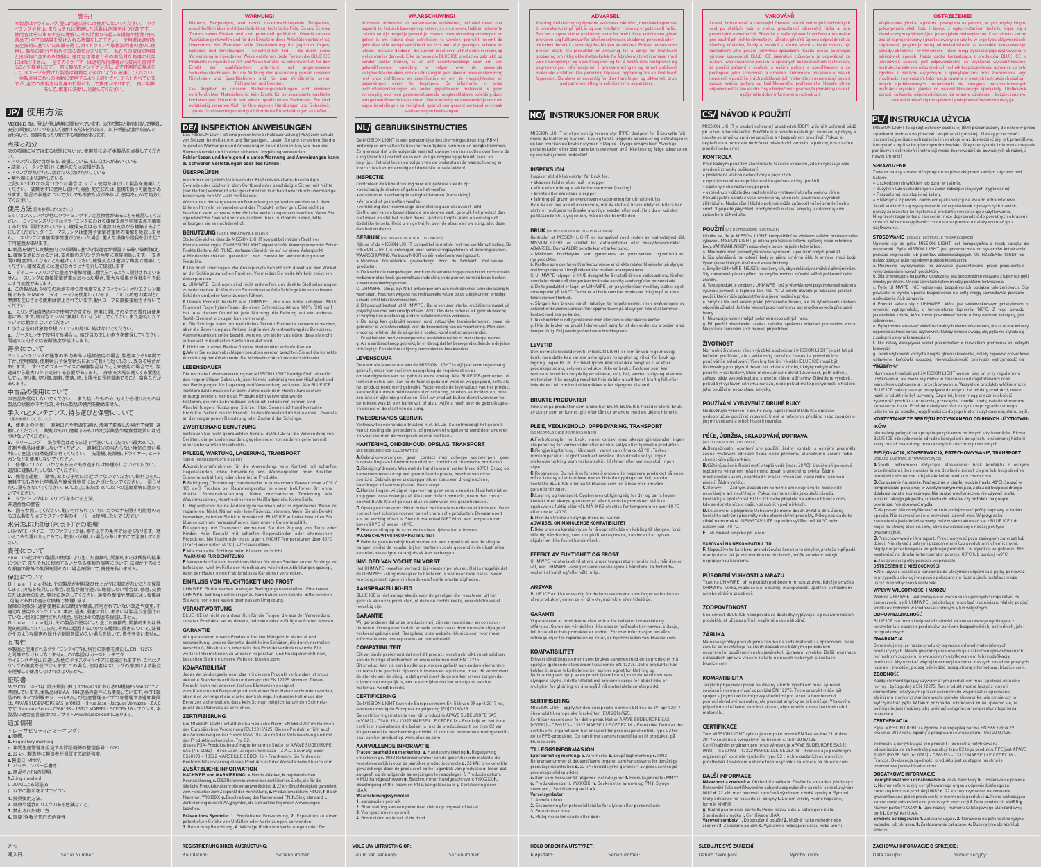## 警告!

本製品はクライミング、登山用途以外には使用しないでください。クライミングや登山、またはそれに関連した活動は危険を伴う行為です。使用者はその事を十分に理解し、その活動から起こる損傷や怪我(死を含めて)全ての結果を受け入れる準備をして下さい。使用前には適切な安全技術に基づいた知識を得て、ガイドラインや取扱説明書の通りに使用し、製品の能力や限界を知る責任があります。私たちの取扱説明書と出版物に含まれる情報は、適切な指導者からの見識ある指導の代用にはなりません。全てのクライマーは適切な指導と技術を習得することを推奨します。常に製品をメンテナンスし、必ず使用前に点検をして、ダメージを受けた製品は再利用できないように破棄してください。本製品はそれらの活動に使用するように設計、テストされています。全ての使用者は自身の行動に対し責任があります。用途・使い方を誤らないように十分に注意し、行動してください。

## JP/ 使用方法

MISSION LIGHTは、登山と登山用途に設計されています。以下の警告と指示を読み理解し、安全な環境でこのクライミング製品を使用する方法を学びます。以下の警告と指示に従わないと、重傷または死亡する可能性があります。

### 点検と処分

次の項目に当てはまる状態にないか、使用前に必ず本製品を点検してください。

- スリングに裂け目がある、破損している、もしくはほつれがある
- 縫製(バータック部分)に劣化または破損がある
- スリングが焼けたり、溶けたり、固くなっている
- 紫外線により退色している

上記のいずれかが見つかった場合は、すぐに使用を中止して製品を廃棄してください。破棄せずに使用し続けた場合、完全に重傷を負う可能性があります。製品の状態について少しでも不安がある場合は、使用を止めて交換してください。

### 使用方法 (図を参照してください)

ミッションスリングが他のクライミングギアと互換性があることを確認してください。ミッションスリングがクライミングにおける確保支点や中間支点を構築するために設計されています。確保支点はすべて複数の支点から構築するようにしてください。ダイニーマスリングは墜落等の衝撃荷重の衝撃を吸収しません。スリングに直接衝撃荷重がかかった場合、重大な損傷や怪我を負う可能性があります。

A. 製品を使用した確保支点での破断荷重が保証する長い縫製強度。
B. 確保支点に最小限の方法。支点間の最小の角度を維持し、支点の角度は60°程度以下にしてください。
C. ダイニーマスリングは摩擦や高温、熱に弱い素材でできています。スリングに摩擦熱が加わるような使い方は避けてください。
D. この製品は、140°C の融点を持つ高強度ポリエチレン製です。ダイニーマ(ダイニーマ)をご使用してください。このため他の素材との摩擦を生じさせる使用は禁止されています。
E. スリングは器具の中で使用できますが、使用に際しての安全の責任は使用者にあります。
F. ガースヒッチで使用する場合は、結び目の正しい向きを確認してください。
G. 小さな径の丸棒等や鋭いエッジの周りに結ばないでください。

### 寿命について

ミッションスリングの通常の平均寿命は通常使用の場合、製造年から5年間です。使用頻度、使用環境に合わせ保管状況によって長くも短くもなります。使用する前、すべてのフルーツバイス製品は点検してください。製造日から最大10年で製品の寿命です。寿命を大幅に短くする要因としては、衝撃、切り傷、磨耗、湿度、熱、太陽光に長時間さらすこと、腐食などがあります。

### 中古品の使用について

中古品を使用しないでください。また知ったものか、他人から借りたものは製品の状態が不明な為、それら製品の使用を勧めません。

### 手入れとメンテナンス、持ち運びと保管について (図を参照してください)

A. 使用上の注意: 直射日光や熱源を避け、清潔で乾燥した場所で保管・運搬してください。
B. クリーニング: 汚う場合はぬるま湯で手洗いしてください(最大40°C)。
C. 修理について:
D. 保管と運搬:
E. クライミング中にスリングを掛ける方法。

非適合性の警告

F. 回を形成してください。

### 水分および温度(氷点下)での影響

UHMWPE(ダイニーマ)ファブリックは、氷点下以下の条件では硬くなります。凍ったスリングは、解凍したうえで点検してください。-40°C以下での使用は避けてください。

### 責任について

Blue Iceはその製品の使用により生じた直接的、間接的または偶発的結果について、またその他の結果に対して一切の責任を負いません。

### 保証について

Blue Iceは、その製品が材料及び仕上がりに瑕疵がないことを保証します。欠陥を発見した場合、製品の取扱説明書に従って返送してください。

### 互換性

本製品と使用されるクライミングギアは、現行の規格を満たし、CE認証と同等でなければなりません。この製品はガースヒッチでクライミング中に使用できます。

### 証明書

MISSION LIGHTは、欧州規則 (EU) 2016/425におけるEN規格EN566:2017に準拠しています。本製品はUIAA 104規格の要件にも準拠しています。

### 追加情報

トレーサビリティとマーキング:

a. 商標
b. Regulatory marking
c. 本製品を担当する認証機関の番号: 0082
d. 22 kN: 製品の最小破断強度
e. 製造日: MMYY
f. バッチナンバー
g. 商品名とPN識別
h. Sling standard
i. UIAAによる認証
j. 以下の指示を示すアイコン

1. 推奨使用方法
2. 事故や怪我のリスクのある危険なこと
3. 禁止された使い方
4. 重篤/怪我や死亡の危険性

メモ

購入日: ............ シリアルナンバー: ............

## WARNUNG!

Klettern, Bergsteigen, und damit zusammenhängende Tätigkeiten, einschließlich aber nicht beschränkt auf technische Fels, Eis und Schnee Touren haben Risiken und sind potenziell gefährlich. Obwohl unsere Ausrüstung entworfen und für den Einsatz in diese Aktivitäten getestet ist, übernimmt der Benutzer volle Verantwortung für jeglichen Folgen, Schäden und Verletzungen – einschließlich Tod –, die durch seine Verwendung in irgendeiner Weise entstehen. Jede Person die BLUE ICE Produkte in irgendeiner Art und Weise benutzt ist verantwortlich für den Erhalt der qualifizierten Unterricht auf angemessene Sicherheitstechniken, für die Nutzung der Ausrüstung gemäß unseren Richtlinien und Spezifikationen und für das Verständnis seiner Fähigkeiten und Grenzen.

Die Angaben in unseren Bedienungsanleitungen und anderen veröffentlichten Materialien ist kein Ersatz für personalisierte qualifizierte hochwertigen Unterricht von einem qualifizierten Fachmann. Sie sind vollständig verantwortlich für Ihre eigenen Handlungen und Sicherheit: gutes Urteilsvermögen und gut informierte Entscheidungen zu treffen.

## DE/ INSPEKTION ANWEISUNGEN

Das MISSION LIGHT ist eine persönliche Schutzausrüstung (PSA) zum Schutz von Stürzen beim Klettern und Bergsteigen.. Lesen Sie und verstehen Sie die folgenden Warnungen und Anweisungen zu und lernen Sie, wie man die Klemme korrekt und in einer sicheren Umgebung verwenden. **Fehler lesen und befolgen die unten Warnung und Anweisungen kann zu schweren Verletzungen oder Tod führen!**

### ÜBERPRÜFEN

Sie immer vor jedem Gebrauch der Kletterausrüstung: beschädigte Gewinde oder Löcher in dem Gurtband oder beschädigte Sicherheit Nähte (bar Heften) verbrennt oder geschmolzen Gurtband oder durch übermäßige Einwirkung von UV-Licht verblassen.

Wenn einer der vorgenannten Bemerkungen gefunden werden soll, dann bitte nicht mehr verwenden und das Produkt entsorgen. Dies nicht zu beachten kann schwere oder tödliche Verletzungen verursachen. Wenn Sie irgendwelche Zweifel über den Zustand Ihres Gurtbands haben, bitte entsorgen sie es nachdenklich.

### BENUTZUNG (SIEHE ANHÄNGENDE BILDER)

Stellen Sie sicher, dass die MISSION LIGHT kompatibel mit dem Rest Ihrer Kletterausrüstung ist. Die MISSION LIGHT eignet sich für Ankersysteme oder Schutz Punkte klettern. ACHTUNG: Verlassen Sie sich nie auf nur einen Ankerpunkt.

**A.** Mindestbruchkraft garantiert der Hersteller, Verwendung neuen Produkts.

**B.** Die Kraft übertragen, die Ankerpunkte bezieht sich direkt auf den Winkel an der Schlinge zwischen Punkten. Vermeiden Sie weite Winkeln zwischen Ankerpunkten.

**C.** UHMWPE Schlingen sind nicht entworfen, um direkte Stoßbelastungen zu widerstehen. Kräften durch Sturz direkt auf die Schlinge können schwere Schäden und/oder Verletzungen führen.

**D.** Dieses Produkt besteht aus UHMWPE , die eine hohe Zähigkeit Multi Filament Polyethylen-Faser, die einen Schmelzpunkt von 140°C (285 von) hat. Aus diesem Grund ist jede Nutzung, die Reibung auf ein anderes Textil-Element erzeugen kann untersagt.

**E.** Die Schlinge kann um natürliches Terrain Elemente verwendet werden, aber die Bewertung des einen Ankers liegt in der Verantwortung des Benutzers. Aufmerksamkeit sollte bezahlt werden, um sicherzustellen, dass sie nicht in Kontakt mit scharfen Kanten bereit wird.

**F.** Nicht um kleiner Radius Objekte binden oder scharfe Kanten.

**G.** Wenn Sie es zum abschlagen benutzen werden beachten Sie die korrekte Ausrichtung der Ablenkende. Die Mindestbruchkraft reduziert sich sehr.

### LEBENSDAUER

Die normale Lebenserwartung der MISSION LIGHT beträgt fünf Jahre für den regelmäßigen Gebrauch, aber könnte abhängig von der Häufigkeit und der Bedingungen für Lagerung und Verwendung variieren. Alle BLUE ICE Textilprodukte müssen für zehn Jahre nach dem Herstellungsdatum entsorgt werden, wenn das Produkt nicht verwendet wurde.

Faktoren, die ihre Lebensdauer erheblich reduzieren können sind: Abschürfungen, Kürzungen, Stürze, Hitze, Sonnenlicht und korrosive Produkte. Setzen Sie ihr Produkt in den Ruhestand im Falle eines Zweifels an der vergangenen Benutzung oder Zustand der Schlinge.

### ZWEITESHAND BENUTZUNG

Vertrauen Sie nicht gebrauchten Geräte. BLUE ICE rät die Verwendung von Geräten, die geliehen wurden, gegeben oder von anderen gekauft wurden, dessen Historie nicht bekannt ist.

### PFLEGE, WARTUNG, LAGERUNG, TRANSPORT (SIEHE ANHÄNGENDE BILDER)

**A.** Vorsichtsmaßnahmen für die Anwendung: kein Kontakt mit scharfen Gegenständen, ohne Einwirkung von Wärmequellen oder direkter Sonneneinstrahlung oder chemische Produkte.

**B.** Reinigung / Trocknung: Handwäsche in lauwarmem Wasser (max. 40°C / 105 der). Trocken bei Raumtemperatur in einem belüfteten Ort ohne direkte Sonneneinstrahlung. Keine mechanische Trocknung wie Waschmaschine, Haartrockner oder Heißluftpistole. Keine Seife.

**C.** Reparaturen: Keine Änderung vornehmen oder in irgendeiner Weise zu reparieren. Nicht, Nähen oder lose Fäden zu trimmen. Wenn Sie ein Defekt bemerken, nehmen Sie bitte Kontakt mit BLUE ICE oder dem Händler auf. blueice.com um Garantieansprüche, über unsere Garantiepolitik.

**D.** Lagerung und Transport: Vermeiden Sie den Zugang von Tiere oder Kinder. Kein Kontakt mit scharfen Gegenständen oder chemischen Produkten. Nie feucht oder nass lagern. NICHT Temperaturen über 80°C (175°F) oder unter -40°C (-40°F) aussetzen.

**E.** Wie man eine Schlinge beim Klettern getrennt.

**WARNUNG FÜR BENUTZUNG**

**F.** Verwenden Sie kein Karabiner-Halter für einen Stecker an der Schlinge zu befestigen weil im Falle der Handhabung wie in den Abbildungen gezeigt, kann der Halter einen fehlerhaften Karabiner verursachen.

### EINFLUSS VON FEUCHTIGKEIT UND FROST

UHMWPE Stoffe werden in eisiger Bedingungen versteifen . Eine nasse UHMWPE Schlinge schwieriger zu handhaben sein könnte. Bitte nehmen Sie Acht vor einer kalten oder nassen Umgebung.

### VERANTWORTUNG

BLUE ICE ist nicht verantwortlich für die Folgen, die aus der Verwendung unserer Produkte, sei es direkte, indirekte oder zufällige auftreten würden.

### GARANTIE

Wir garantieren unsere Produkte frei von Mängeln in Material und Verarbeitung. Unsere Garantie deckt keine Schäden, die durch normalen Verschleiß, Missbrauch, oder falls das Produkt verändert wurde. Für weitere Informationen zu unseren Reparatur- und Rückgaberichtlinien, besuchen Sie bitte unsere Website: blueice.com.

### KOMPATIBILITÄT

Jedes Verbindungselement das mit diesem Produkt verbunden ist muss aktuelle Standards erfüllen und entspricht EN 12275 Normen. Dieses Produkt kann mit anderen textilen Elementen geeignet zum Klettern und Bergsteigen durch einen Gurt Haken verbunden werden, aber dies verringert die Stärke der Schlinge. Im diesem Fall muss der Benutzer sicherstellen, dass kein Schlupf möglich ist um den Schmelzpunkt zu vermeiden.

### ZERTIFIZIERUNG

Die MISSION LIGHT erfüllt die Europäische Norm EN 566:2017 im Rahmen der Europäischen Verordnung (EU) 2016/425. Dieses Produkt erfüllt auch die Anforderungen der Norm UIAA 104. Die mit der Untersuchung und mit der Produktionskontrolle, Typ C2,

dieses PSA-Produkts beauftragte benannte Stelle ist APAVE SUDEUROPE SAS (Nr. 0082) – 8 rue Jean -Jacques Vernazza – Z.A.C. Saumaty-Séon – CS60193 – 13322 MARSEILLE CEDEX 16 – Frankreich. Sie finden die Konformitätserklärung dieses Produkts auf der Website www.blueice.com

### ZUSÄTZLICHE INFORMATION

**NACHWEIS und MARKIERUNG: a.** Handel-Marker, **b.** regulatorischen Kennzeichnung, **c.** 0082 Referenznummer der zertifizierten Stelle, die für die jährliche Produktionskontrolle verantwortlich ist, **d.** 22 kN: Bruchkraft garantiert vom Hersteller zum Zeitpunkt der Herstellung, **e.** Produktionsdatum: MMJJ, **f.** Batch Nummer: YYXXXXX **g.** Beschreibung des Namens und PN, **h.** Sling standard, **i.** Zertifizierung durch UIAA, **j.** Symbol, die sich auf die folgenden Anweisungen beziehen.

**Präventions Symbole: 1.** Empfohlene Verwendung, **2.** Exposition zu einer potentiellen Gefahr von Unfällen oder Verletzungen, verwendet **3.** Benutzung Beachtung, **4.** Wichtige Risiko von Verletzungen oder Tod.

**REGISTRIERUNG IHRER AUSRÜSTUNG:**

Kaufdatum: ............ Seriennummer: ............

## WAARSCHUWING!

Klimmen, alpinisme en aanverwante activiteiten, inclusief maar niet beperkt tot het zich bewegen op rotsen, ijs en sneeuw, hebben inherente risico's en zijn mogelijk gevaarlijk. Hoewel onze uitrusting ontworpen en getest is om tijdens deze activiteiten te worden gebruikt, neemt de gebruiker alle aansprakelijkheid op zich voor alle gevolgen, schade en letsels – inclusief de dood – die kunnen resulteren uit het gebruik ervan, op welke manier dan ook. Elke persoon die BLUE ICE producten gebruikt op eender welke manier, is er zelf verantwoordelijk voor om een gekwalificeerde opleiding te volgen over de passende veiligheidstechnieken, om de uitrusting te gebruiken in overeenstemming met onze richtlijnen en specificaties en om de mogelijkheden en beperkingen ervan te begrijpen. De informatie in onze instructiehandleidingen en ander gepubliceerd materiaal is geen vervanging voor een gepersonaliseerde hoogkwalitatieve opleiding door een gekwalificeerde instructeur. U bent volledig verantwoordelijk voor uw eigen handelingen en uw veiligheid: gebruik uw gezond verstand en maak weloverwogen beslissingen.

## NL/ GEBRUIKSINSTRUCTIES

De MISSION LIGHT is een persoonlijke beschermingsuitrusting (PBM) ontworpen om vallen te beschermen tijdens klimmen en bergbeklimmen. Zorg ervoor dat u de volgende waarschuwingen en instructies over hoe u de sling (bandlus) correct en in een veilige omgeving gebruikt, leest en begrijpt. Het niet lezen en volgen van de onderstaande waarschuwing en instructies kan tot ernstige of dodelijke letsels leiden!

### INSPECTIE

Controleer de klimuitrusting vóór elk gebruik steeds op:
- beschadigde draden of gaten in het weefsel
- versleten of beschadigde veiligheidsnaden (bartacking)
- Verbrand of gesmolten weefsel
- verbleking door overmatige blootstelling aan ultraviolet licht

Stelt u een van de bovenstaande problemen vast, gebruik het product dan niet meer en stel het buiten dienst. Anders loopt u kans op ernstige of dodelijke letsels. Hebt u enige twijfel over de staat van uw sling, stel deze dan buiten dienst.

### GEBRUIK (ZIE BEGELEIDENDE ILLUSTRATIES)

Kijk na of de MISSION LIGHT compatibel is met de rest van uw klimuitrusting. De MISSION LIGHT is ontworpen voor verankeringssystemen of zekeringspunten. WAARSCHUWING: Vertrouw NOOIT op één enkel verankeringspunt.

a. Minimale breuksterkte gewaarborgd door de fabrikant met nieuwe producten.

b. De kracht die overgedragen wordt op de verankeringspunten houdt rechtstreeks verband met de hoek gevormd tussen de sling en de punten. Vermijd brede hoeken tussen verankeringspunten.

c. UHMWPE -slings zijn NIET ontworpen om aan rechtstreekse schokbelasting te weerstaan. Krachten wegens het rechtstreeks vallen op de sling kunnen ernstige schade en/of letsels veroorzaken.

d. Dit product bestaat uit UHMWPE . Dat is een zeer sterke, multifilamentvezel uit polyethyleen met een smeltpunt van 140°C. Om deze reden is elk gebruik waarbij er wrijving kan ontstaan op andere textielelementen verboden.

e. De sling kan gebruikt worden rond natuurlijke terreinelementen, maar de gebruiker is verantwoordelijk voor de beoordeling van de verankering. Men dient ervoor op te letten dat de sling niet in contact komt met scherpe randen.

f. Draai het niet rond voorwerpen met een kleine radius of met scherpe randen.

g. Als u een bandlus gebruikt, let er dan op dat het bewegende uiteinde in de juiste richting ligt. Een slechte uitlijning vermindert de breeksterkte.

### LEVENSDUUR

De normale levensduur van de MISSION LIGHT is vijf jaar voor regelmatig gebruik, maar kan variëren naargelang de regelmaat en de omstandigheden van het gebruik en de opslag. Alle BLUE ICE-producten uit textiel moeten tien jaar na de fabricagedatum worden weggegooid, zelfs als het product nooit werd gebruikt. Factoren die de levensduur van het product aanzienlijk kunnen beïnvloeden zijn: schuring, sneden, valincidenten, hitte, zonlicht en bijtende producten. Stel uw product buiten dienst wanneer u twijfelt over de staat ervan of als u twijfels heeft over de gebruiksgeschiedenis of de staat van de sling.

### TWEEDEHANDS GEBRUIK

Vertrouw tweedehands uitrusting niet. BLUE ICE ontmoedigt het gebruik van uitrusting die geleend is, of gegeven of uitgeleend werd door anderen en waarvan men de voorgeschiedenis niet kent.

### HANTERING, ONDERHOUD, OPSLAG, TRANSPORT (ZIE BEGELEIDENDE ILLUSTRATIES)

**A.** Gebruiksvoorzorgen: geen contact met scherpe voorwerpen, geen blootstelling aan hittebronnen of direct zonlicht of chemische producten.

**B.** Reiniging/drogen: Was met de hand in warm water (max. 40°C). Droog op kamertemperatuur op een geventileerde plaats, beschut van direct zonlicht. Gebruik geen droogapparatuur zoals een droogmachine, haardroger of warmtepistool. Geen zeep!.

**C.** Herstellingen: wijzig of repareer op geen enkele manier. Naai het niet en knip geen losse draadjes af. Als u een defect opmerkt, neem dan contact op met BLUE ICE of uw naar blueice.com voor ons garantiebeleid.

**D.** Opslag en transport: Houd buiten het bereik van dieren of kinderen. Geen contact met scherpe voorwerpen of chemische producten. Bewaar nooit als het vochtig of nat is. Stel dit materiaal NIET bloot aan temperaturen boven 80°C of onder -40 °C.

**E.** Hoe een sling op de schouders slaan tijdens het klimmen.

**WAARSCHUWING INCOMPATIBILITEIT**

**F.** Gebruik geen karabijnhaakhouder om een koppelstuk aan de sling te hangen omdat de houder, bij het hanteren zoals getoond in de illustraties, een niet-bevestigde karabijnhaak kan verbergen.

### INVLOED VAN VOCHT EN VORST

Het UHMWPE -weefsel verhardt bij vriestemperaturen. Het is mogelijk dat de UHMWPE -sling moeilijker te hanteren is wanneer deze nat is. Neem voorzorgsmaatregelen in koude en/of natte omstandigheden.

### AANSPRAKELIJKHEID

BLUE ICE is niet aansprakelijk voor de gevolgen die resulteren uit het gebruik van onze producten, of deze nu rechtstreeks, onrechtstreeks of toevallig zijn.

### GARANTIE

Wij garanderen dat onze producten vrij zijn van materiaal- en constructiefouten. Onze garantie dekt schade veroorzaakt door normale slijtage of verkeerd gebruik niet. Raadpleeg onze website: blueice.com voor meer informatie over ons reparatie- en retourbeleid.

### COMPATIBILITEIT

Elk verbindingselement dat met dit product wordt gebruikt, moet voldoen aan de huidige standaarden en overeenstemmen met EN 12275. Dit product kan via een bandknoop worden gelinkt aan andere elementen uit textiel die geschikt zijn voor klimmen en alpinisme, maar dit vermindert de sterkte van de sling. In dat geval moet de gebruiker ervoor zorgen dat slippen niet mogelijk is, om te vermijden dat het smeltpunt van het materiaal wordt bereikt.

### CERTIFICERING

De MISSION LIGHT voldoet aan de Europese norm EN 566 van 29 april 2017 na, overeenkomstig de Europese regelgeving (EU)2016/425. De certificeringsinstantie voor dit product is APAVE SUDEUROPE SAS (n°0082) – CS60193 – 13322 MARSEILLE CEDEX 16 – Frankrijk en het is de certificeringsinstantie die belast is met de productiecontrole type C2 van dit persoonlijke beschermingsmiddel. U vindt het overeenstemmingscertificaat op onze website: blueice.com

### AANVULLENDE INFORMATIE

**Traceerbaarheid en markering: a.** Handelsmarkering **b.** Regelgeving smarkering **c.** 0082 Referentienummer van de gecertificeerde instantie die verantwoordelijk is voor de jaarlijkse productiecontrole **d.** 22 kN: breuksterkte gewaarborgd door de producent op het ogenblik van productie **e.** Sloan dat aangeeft op de volgende ontwerpen in de handleiden f. Productiedatum: MMJJ handleideboven **g.** Batchnummer handgeschreven: YYXXXXX **h.** Beschrijving of the naam en PN **i.** Slingstandaard **j.** Certificering door UIAA.

**Waarschuwingssymbolen**
1. aanbevolen gebruik
2. Blootstelling aan een potentieel risico op ongeval of letsel
3. Voorgeschreven gebruik
4. Groot risico op letsel of de dood

**VOLG UW UITRUSTING OP:**

Datum van aankoop: ............ Serienummer: ............

## ADVARSEL!

Klatring, fjellklatring og lignende aktiviteter inkludert, men ikke begrenset til teknisk tuner på fjell, is og snø, medfører risiko og er potensielt farlig. Selv om utstyret vårt er utviklet og testet for bruk i disse aktivitetene, påtar brukeren seg fullt ansvar for alle konsekvenser, skader og personskader – inkludert dødsfall – som skyldes bruken av utstyret. Enhver person som bruker BLUE ICE-produkter er ansvarlig for å sørge for kvalifisert opplæring om riktige sikkerhetsteknikker, for å bruke utstyret i samsvar med våre retningslinjer og spesifikasjoner og for å forstå dets muligheter og begrensninger. Informasjonen i bruksanvisningen og andre publiserte materiale erstatter ikke personlig tilpasset opplæring fra en kvalifisert fagperson. Du alene er ansvarlig for dine handlinger og sikkerhet: bruk god dømmekraft og ta velinformerte avgjørelser.

## NO/ INSTRUKSJONER FOR BRUK

MISSION LIGHT er et personlig verneutstyr (PPE) designet for å beskytte fall mens du klatrer og klatrer. Les og forstå følgende advarsler og instruksjoner, og lær hvordan du bruker slyngen riktig og i trygge omgivelser. Alvorlige personskader eller død kan være konsekvensen av å ikke lese og følge advarselen og instruksjonene nedenfor!

### INSPEKSJON

Inspiser alltid klatreutstyr før bruk for:
- skadede tråder eller hull i stroppen
- slitte eller ødelagte sikkerhetssømmer (takling)
- brente eller smeltede stropper
- falming på grunn av overdreven eksponering for ultrafiolett lys

Hvis du ser noe av det overnevnte, må du slutte å bruke utstyret. Ellers kan utstyret muligens forårsake alvorlige skader eller død. Hvis du er usikker på tilstanden til slyngen din, må du ikke benytte den.

### BRUK (SE MEDFØLGENDE INSTRUKSJONER)

Kontroller at MISSION LIGHT er kompatibel med resten av klatreutstyret ditt. MISSION LIGHT er utviklet for klatresystemer eller beskyttelsespunkter. ADVARSEL: Du må ALDRI benytte kun ett ankerpunkt.

a. Minimum bruddstyrke som garanteres av produsenten og ved bruk av nye produkter.

b. Kraften som overføres til ankerpunktene er direkte relatert til vinkelen på slyngen mellom punktene. Unngå vide vinkler mellom ankerpunktene.

c. UHMWPE -slynger er IKKE designet for å motstå direkte støtbelastning. Krefter som følger direkte på slyngen kan forårsake alvorlig skade og/eller personskader.

d. Dette produktet er laget av UHMWPE , en polyetylenfiber med høy fasthet og et smeltepunkt på 140 °C. Derfor er all bruk som kan produsere friksjon på et annet tekstilelement forbudt.

e. Slyngen kan brukes rundt naturlige terrengelementer, men evalueringen av ankeret er brukerens ansvar. Det må sørges for at den ikke kommer i kontakt med skarpe kanter.

f. Ikke bind den rundt gjenstander med liten radius eller skarpe kanter.

g. Hvis du bruker en prusik (klemknute), sørg for at den enden du arbeider med henger riktig. Feiljustering vil redusere bruddstyrken.

### LEVETID

Den normale levealderen til MISSION LIGHT er fem år ved regelmessig bruk, men dette kan variere avhengig av hyppighet og vilkår for bruk og lagring. Ingen BLUE ICE tekstilprodukter skal ikke benyttes ti år etter produksjonsdato, selv om produktet ikke er brukt. Faktorer som kan redusere levetiden betydelig er: slitasje, kutt, fall, varme, sollys og etsende materialer. Ikke benytt produktet hvis du blir usatt for et kraftig fall eller hvis du er i tvil om bruks historien eller slyngens tilstand.

### BRUKTE PRODUKTER

Ikke stol på produkter som andre har brukt. BLUE ICE fraråder sterkt bruk av utstyr som er funnet, gitt eller lånt ut av andre med en ukjent historie.

### PLEIE, VEDLIKEHOLD, OPPBEVARING, TRANSPORT (SE MEDFØLGENDE INSTRUKSJONER)

**A.** Forholdsregler for bruk: ingen kontakt med skarpe gjenstander, ingen eksponering for varmekilder eller direkte sollys eller kjemiske produkter.

**B.** Rengjøring/tørking: Håndvask i varmt vann (maks. 40 °C). Tørkes i romtemperatur i et godt ventilert område uten direkte sollys. Ingen mekanisk tørking, som vaskemaskin, hårfører eller varmepistol. Ingen såpe.

**C.** Reparasjon: Du må ikke forsøke å endre eller reparere produktet på noen måte. Ikke sy eller kutt løse tråder. Hvis du oppdager en feil, kan du kontakte BLUE ICE eller gå til blueice.com for å lese mer om våre garantiordninger.

**D.** Lagring og transport: Oppbevares utilgjengelig for dyr og barn. Ingen kontakt med skarpe gjenstander eller kjemiske produkter. Må ikke oppbevares fuktig eller vått. MÅ IKKE utsettes for temperaturer over 80 °C eller under -40 °C.

**E.** Hvordan trekke en slynge mens du klatrer.

**ADVARSEL OM MANGLENDE KOMPATIBILITET**

**F.** Ikke bruk en karabinholder for å oppretholde en kobling til slyngen, fordi tilfeldig håndtering, som vist på illustrasjonene, kan føre til at hylsen skjuler en ikke festet karabinkrok.

### EFFEKT AV FUKTIGHET OG FROST

UHMWPE -materialet vil stivne under temperaturer under null. Når den er våt, kan UHMWPE -slyngen være vanskeligere å håndtere. Ta forholdsregler i et kaldt og/eller vått miljø.

### ANSVAR

BLUE ICE er ikke ansvarlig for de konsekvensene som følger av bruken av våre produkter, enten de er direkte, indirekte eller tilfeldige.

### GARANTI

Vi garanterer at produktene våre er frie for defekter i materiale og utførelse. Garantien vår dekker ikke skader forårsaket av normal slitasje, feil bruk eller hvis produktet er endret. For mer informasjon om våre retningslinjer for reparasjon og returer, se hjemmesiden vår: blueice.com.

### KOMPATIBILITET

Ethvert tilkoblingselement som brukes sammen med dette produktet må oppfylle gjeldende standarder tilsvarende EN 12275. Dette produktet kan kobles til andre tekstilelementer som er egnet for klatring og fjellklatring ved hjelp av en prusik (klemknute), men dette vil redusere slyngens styrke. I dette tilfellet må brukeren sørge for at det ikke er mulighet for glidning for å unngå å nå materialets smeltepunkt.

### SERTIFISERING

MISSION LIGHT oppfyller den europeiske normen EN 566 av 29. april 2017 i henhold til europeiske forskriften (EU) 2016/425. Sertifiseringsorganet for dette produktet er APAVE SUDEUROPE SAS (n°0082) – CS60193 – 13322 MARSEILLE CEDEX 16 – Frankrike. Dette er det sertifiserte organet som har ansvaret for produksjonskontroll type C2 for dette PPE-produktet. Du kan finne samsvarssertifikatet til produktet på blueice.com.

### TILLEGGSINFORMASJON

**Sporbarhet og merking: a.** Varemerke **b.** Lovpålagt merking **c.** 0082 Referansenummer til det sertifiserte organet som har ansvaret for den årlige produksjonskontrollen **d.** 22 kN: bruddstyrke garantert av produsenten på produksjonstidspunktet

e. Ikon som henviser til følgende instruksjoner **f.** Produksjonsdato: MMYY **g.** Produksjonsparti: YYXXXXX. **h.** Beskrivelse av navn og PN **i.** Slynge standard **j.** Sertifisering av UIAA.

**Varselsymboler**
1. Anbefalt bruk
2. Eksponering for potensiell risiko for ulykke eller personskade
3. Foreskrevet bruk
4. Mulig risiko for skade eller død

**HOLD ORDEN PÅ UTSTYRET:**

Kjøpsdato: ............ Serienummer: ............

## VAROVÁNÍ!

Lezení, horolezectví a související činnosti, včetně mimo jiné technických cest po skalách, ledu a sněhu, představují inherentní riziko a jsou potenciálně nebezpečné. Přestože je naše vybavení navrženo a testováno pro použití při těchto činnostech, uživatel přebírá úplnou odpovědnost za všechny důsledky, škody a zranění – včetně smrti – které mohou být důsledkem jeho použití jakýmkoli způsobem. Každá osoba používající výrobky společnosti BLUE ICE jakýmkoli způsobem je odpovědná za získání kvalifikovaného poučení o správných bezpečnostních technikách, za použití zařízení v souladu s našimi pokyny a specifikacemi a za pochopení jeho schopností a omezení. Informace obsažené v našich návodech k použití a jiných publikovaných materiálech nenahrazují osobní výuku kvalitního pokynu od kvalifikovaného profesionála. Nesete plnou odpovědnost za své vlastní činy a bezpečnost: používejte přiměřený úsudek a přijímejte dobře informovaná rozhodnutí.

## CS/ NÁVOD K POUŽITÍ

MISSION LIGHT je osobní ochranný prostředek (OOP) určený k ochraně pádů při lezení a horolezectví. Přečtěte si a osvojte následující varování a pokyny a naučte se smyčku správně používat a v bezpečném prostředí. Pokud si nepřečtete a nebudete dodržovat následující varování a pokyny, hrozí vážné zranění nebo smrt!

### KONTROLA

Před každým použitím zkontrolujte lezecké vybavení, zda nevykazuje níže uvedené známky poškození:
- poškozená vlákna nebo otvory v popruzích
- opotřebované nebo poškozené bezpečnostní švy (prošití)
- spálený nebo roztavený popruh
- vyblednutí v důsledku nadměrného vystavení ultrafialovému záření

Pokud zjistíte cokoli z výše uvedeného, ukončete používání a výrobek zlikvidujte. Nedodržení těchto pokynů může způsobit vážné zranění nebo smrt. V případě jakýchkoli pochybností o stavu smyčky ji odpovídajícím způsobem zlikvidujte.

### POUŽITÍ (VIZ DOPROVODNÉ ILUSTRACE)

Ujistěte se, že je MISSION LIGHT kompatibilní se zbytkem vašeho horolezeckého vybavení. MISSION LIGHT je určena pro kotevní systémy nebo jisticí body. VAROVÁNÍ: NIKDY nespoléhejte pouze na jeden kotevní bod.

a. Minimální mez pevnosti garantovaná výrobcem s použitím nových produktů.

b. Síla přenášená na kotevní body je přímo úměrná úhlu k smyčce mezi body. Vyvarujte se širokých úhlů mezi kotevními body.

c. Smyčky UHMWPE NEJSOU navrženy tak, aby odolávaly namáhání přímými rázy. Síly způsobené pádem přímo na smyčku mohou způsobit vážné poškození nebo zranění.

d. Tento produkt je vyroben z UHMWPE , což je vícevláknové polyethylenové vlákno s vysokou pevností a teplotou tání 140 °C. Z tohoto důvodu je zakázáno jakékoli použití, které může způsobit tření na jiném textilním prvku.

e. Smyčku lze však kolem prvků přirozeného terénu, ale za vyhodnocení ukotvení odpovídá uživatel. Je třeba věnovat pozornost tomu, aby smyčka nevedla přes ostré hrany.

f. Nenovazujte kolem malých poloměrů nebo ostrých hran.

g. Při použití obvodového závěsu zajistěte správnou orientaci pracovního konce. Nesprávné zarovnání sníží pevnost při přetržení.

### ŽIVOTNOST

Normální životnost všech výrobků společnosti MISSION LIGHT je pět let při běžném používání, ale z velké míry závisí na četnosti a podmínkách používání a skladování. Všechny textilní výrobky BLUE ICE musí být likvidovány po uplynutí deseti let od data výroby, i když nebyly vůbec použity. Mezi faktory, které mohou značně zkrátit životnost, patří: odřeni, tržné rány, pády, vysoká teplota, sluneční záření a žíraviny. Zlikvidujte výrobek, pokud byl vystaven silnému nárazu, nebo pokud máte pochybnosti o historii jeho používání nebo stavu smyčky.

### POUŽÍVÁNÍ VYBAVENÍ Z DRUHÉ RUKY

Nedůvěřujte vybavení z druhé ruky. Společnost BLUE ICE důrazně nedoporučuje používat vybavení, které je nalezeno, předáno nebo zapůjčeno jinými osobami a jehož historii neznáte.

### PÉČE, ÚDRŽBA, SKLADOVÁNÍ, DOPRAVA (VIZ DOPROVODNÉ ILUSTRACE)

**A.** Bezpečnostní opatření pro použití: žádný kontakt s ostrými předměty, žádné vystavení zdrojům tepla nebo přímému slunečnímu záření nebo chemickým přípravkům.

**B.** Čištění/sušení: Ruční mytí v teplé vodě (max. 40 °C). Usušte při pokojové teplotě na větraném místě mimo dosah slunečního světla. Žádné mechanické sušení, například v pračce, vysoušeči vlasů nebo tepelnou pistolí. Žádné mýdlo.

**C.** Opravy: Žádným způsobem neměňte ani neopravujte. Volné nitě nesešívejte ani nezatřihujte. Pokud zaznamenáte jakoukoli závadu, kontaktujte společnost BLUE ICE nebo přejděte na adresu blueice.com, kde se dozvíte více o našich zásadách poskytování záruky.

**D.** Skladování a přeprava: Uchovávejte mimo dosah zvířat a dětí. Žádný kontakt s ostrými předměty nebo chemickými produkty. Nikdy neskladujte vlhké nebo mokré. NEVYSTAVUJTE teplotám vyšším než 80 °C nebo nižším než -40 °C.

**E.** Jak zavěsit smyčku při lezení.

**VAROVÁNÍ NA NEKOMPATIBILITU**

**F.** Nepoužívejte karabinu pro udržování konektoru smyčky, protože v případě manipulace, jak je znázorněno na obrázcích, může konektor zakrýt nepřipojenou karabinu.

### PŮSOBENÍ VLHKOSTI A MRAZU

Tkanina UHMWPE při teplotách pod bodem mrazu ztuhne. Když je smyčka UHMWPE vlhká, může se s ní obtížněji manipulovat. Opatření v chladném a/nebo vlhkém prostředí.

### ZODPOVĚDNOST

Společnost BLUE ICE neodpovídá za důsledky vyplývající z používání našich produktů, ať už jsou přímé, nepřímé nebo náhodné.

### ZÁRUKA

Na naše výrobky poskytujeme záruku na vady materiálu a zpracování. Naše záruka se nevztahuje na škody způsobené běžným opotřebením, nesprávným používáním nebo jakými úpravami výrobku. Další informace o zásadách oprav a vracení získáte na našich webových stránkách: blueice.com

### KOMPATIBILITA

Jakýkoli připojovací prvek používaný s tímto výrobkem musí splňovat současné normy a musí odpovídat EN 12275. Tento produkt může být spojen s jinými textilními prvky vhodnými pro lezení a horolezectví pomocí obvodového závěsu, ale pevnost smyčky se tak sníží. V takovém případě musí uživatel zajistit, aby nedošlo k dosažení bodu tání materiálu.

### CERTIFIKACE

Tato MISSION LIGHT vyhovuje evropské normě EN 566 ze dne 29. dubna 2017 v souladu s evropským nařízením (EU) 2016/425. Certifikačním orgánem pro tento výrobek je APAVE SUDEUROPE SAS (č. 0082) – CS60193 – 13322 MARSEILLE CEDEX 16 – Francie a je pověřeným orgánem při kontrole výrobního typu C2 této osobních ochranných prostředků. Osvědčení o shodě tohoto výrobku naleznete na blueice.com.

### DALŠÍ INFORMACE

**Návaznost a značení: a.** Obchodní značka **b.** Značení v souladu s předpisy **c.** Referenční číslo certifikovaného subjektu odpovědného za roční kontrolu výroby: 0082 **d.** 22 kN: mez pevnosti zaručená výrobcem v době výroby **e.** Symbol, který odkazuje na následující pokyny **f.** Datum výroby: Ruční napsané, formát MMRR

**g.** Ruční psané číslo šarže **h.** Popis názvu a čísla katalogové části **i.** Standardní smyčka **j.** Certifikace UIAA.

**Varovný symboly 1.** Doporučené použití **2.** Možné riziko nehody nebo zranění **3.** Zakázané použití **4.** Významné nebezpečí úrazu nebo úmrtí.

**SLEDUJTE SVÉ ZAŘÍZENÍ:**

Datum zakoupení: ............ Výrobní číslo: ............

## OSTRZEŻENIE!

Wspinaczka górska, alpinizm i powiązane aktywności, w tym między innymi pokonywanie skał, lodu i śniegu z wykorzystaniem technik wiążą się z nieodłącznym ryzykiem i jest potencjalnie niebezpieczne. Chociaż nasz sprzęt został zaprojektowany i przetestowany do użytku w tego typu aktywnościach, użytkownik ponosi pełną odpowiedzialność za wszelkie konsekwencje, szkody i obrażenia – w tym śmierć – które mogą wynikać z jego użytkowania, w jakikolwiek sposób. Każda osoba korzystająca z produktów BLUE ICE w jakikolwiek sposób, jest odpowiedzialna za uzyskanie wykwalifikowanej instrukcji w zakresie odpowiednich technik bezpieczeństwa, używania sprzętu zgodnie z naszymi wytycznymi i specyfikacjami oraz zrozumienie jego możliwości i ograniczeń. Informacje zawarte w naszych instrukcjach obsługi i innych opublikowanych materiałach nie zastępują personalizowanych instrukcji wysokiej jakości od wykwalifikowanego specjalisty. Użytkownik ponosi całkowitą odpowiedzialność za własne działania i bezpieczeństwo: należy kierować się rozsądkiem i podejmować świadome decyzje.

## PL/ INSTRUKCJA UŻYCIA

MISSION LIGHT to sprzęt ochrony osobistej (ŚOI) przeznaczony do ochrony przed upadkiem podczas wspinaczki i wspinaczki górskiej.. Należy przeczytać i zrozumieć poniższe ostrzeżenia i instrukcje oraz dowiedzieć się, jak prawidłowo korzystać z pętli w bezpiecznym środowisku. Nieprzeczytanie i nieprzestrzeganie poniższych ostrzeżeń i instrukcji może doprowadzić do poważnych obrażeń, a nawet śmierci!

### SPRAWDZENIE

Zawsze należy sprawdzić sprzęt do wspinaczki przed każdym użyciem pod kątem:
- Uszkodzonych włókien lub dziur w taśmie.
- Zużytych lub uszkodzonych szwów zabezpieczających (ryglowanie).
- Przypalonej lub stopionej taśmy.
- Blaknięcia z powodu nadmiernej ekspozycji na światło ultrafioletowe.

Jeżeli stwierdzi się występowanie którejkolwiek z powyższych pozycji, należy zaprzestać korzystania z produktu i wycofać go z użytkowania. Nieprzestrzeganie tego zalecenia może doprowadzić do poważnych obrażeń i śmierci. W razie wątpliwości co do stanu produktu należy wycofać go z użytkowania.

### STOSOWANIE (ZOBACZ ILUSTRACJE TOWARZYSZĄCE)

Upewnić się, że pętla MISSION LIGHT jest kompatybilna z resztą sprzętu do wspinaczki. Pętla MISSION LIGHT jest przeznaczona do systemów kotwiczenia podczas wspinaczki lub punktów zabezpieczających. OSTRZEŻENIE: NIGDY nie należy polegać tylko na jednym punkcie kotwiczenia.

a. Minimalna wytrzymałość na zerwanie gwarantowana przez producenta z wykorzystaniem nowych produktów.

b. Siła przenoszona na punkty kotwiczenia jest bezpośrednio związana z kątem do pętli między punktami. Unikać szerokich kątów między punktami kotwiczenia.

c. Pętle UHMWPE NIE wytrzymują bezpośrednich obciążeń udarowych. Siły powstałe w wyniku upadku bezpośrednio na pętlę mogą spowodować poważne uszkodzenia i/lub obrażenia.

d. Produkt składa się z UHMWPE , które jest wielowłóknowym polietylenem o wysokiej wytrzymałości, o temperaturze topnienia 140°C. Z tego powodu zabronione jest wszelkie użycie, które może powodować tarcie o inny element tekstylny, jest zabronione.

e. Pętla można stosować wokół naturalnych elementów terenu, ale za ocenę kotwicy odpowiedzialność ponosi użytkownik. Należy zwrócić uwagę, aby pętla nie stykała się z żadnymi ostrymi krawędziami.

f. Nie należy zawiązywać wokół przedmiotów o niewielkim promieniu ani ostrych krawędzi.

g. Jeżeli użytkownik korzysta z węzła głowicy skwarowej, należy zapewnić prawidłowe ustawienie końcówki roboczej. Niewspółosiowość zmniejszy wytrzymałość na zerwanie.

### TRWAŁOŚĆ

Normalna trwałość pętli MISSION LIGHT wynosi pięć lat przy regularnym użytkowaniu, ale może się ona różnić w zależności od częstotliwości oraz warunków użytkowania i przechowywania. Wszystkie produkty włókiennicze BLUE ICE należy usunąć po upływie dziesięciu lat od daty produkcji, nawet jeżeli produkt nie był używany. Czynniki, które mogą znacząco skrócić żywotność produktu to: ścieranie, przecięcia, upadki, upały, światło słoneczne i substancje żrące. Produkt należy wycofać z użycia w przypadku wątpliwości co do upadku, wątpliwości co do jego historii użytkowania, stanu pętli.

### KORZYSTANIE ZE SPRZĘTU POZYSKANEGO OD INNYCH UŻYTKOWNIKÓW

Nie należy polegać na sprzęcie pozyskanym od innych użytkowników. Firma BLUE ICE zdecydowanie odradza korzystanie ze sprzętu o nieznanej historii, który został znaleziony, przekazany lub użyczony przez innych.

### PIELĘGNACJA, KONSERWACJA, PRZECHOWYWANIE, TRANSPORT (ZOBACZ ILUSTRACJE TOWARZYSZĄCE)

**A.** Środki ostrożności dotyczące stosowania: brak kontaktu z ostrymi przedmiotami, bez narażania na działanie źródeł ciepła lub bezpośrednie promienie słoneczne lub jakiekolwiek produkty chemiczne.

**B.** Czyszczenie / suszenie: Prać ręcznie w ciepłej wodzie (maks. 40°C). Suszyć w temperaturze pokojowej w wentylowanym miejscu, z dala od bezpośredniego działania światła słonecznego. Nie suszyć mechanicznie, np. używać pralki, suszarki takiego jak pralka, suszarka do włosów czy pistolet na gorące powietrze. Nie stosować mydła.

**C.** Naprawy: Nie modyfikować ani nie podejmować próby naprawy w żaden sposób. Nie zszywać ani nie przycinać luźnych nici. W przypadku zauważenia jakiejkolwiek wady, należy skontaktować się z BLUE ICE lub wejść na stronę blueice.com, aby dowiedzieć się o naszej polityce gwarancyjnej.

**D.** Przechowywanie i transport: Przechowywać poza zasięgiem zwierząt lub dzieci. Nie stykać z ostrymi przedmiotami lub produktami chemicznymi. Nigdy nie przechowywać wilgotnego produktu / w wysokiej wilgotności. NIE wystawiać na działanie temperatur powyżej 80°C lub poniżej -40°C.

**E.** Jak zawiesić pętle podczas wspinaczki.

**OSTRZEŻENIE O NIEZGODNOŚCI**

**F.** Nie używać uchwytu karabinka do utrzymania łącznika z pętlą, ponieważ w przypadku obsługi w sposób pokazany na ilustracjach, uchwyt może ukryć niepodłączony karabinek.

### WPŁYW WILGOTNOŚCI I MROZU

Włókna UHMWPE usztywnią się w warunkach ujemnych temperatur. Po zamoczeniu pętli UHMWPE , jej obsługa może być trudniejsza. Należy podjąć środki ostrożności w środowisku zimnym i/lub wilgotnym.

### ODPOWIEDZIALNOŚĆ

BLUE ICE nie ponosi odpowiedzialności za konsekwencje wynikające z korzystania z naszych produktów, zarówno bezpośrednio, pośrednio, jak i przypadkowych.

### GWARANCJA

Gwarantujemy, że nasze produkty są wolne od wad materiałowych i produkcyjnych. Nasza gwarancja nie obejmuje uszkodzeń spowodowanych normalnym zużyciem, niewłaściwym użytkowaniem lub modyfikacją produktu. Aby uzyskać więcej informacji na temat naszych zasad dotyczących napraw i zwrotów, proszę odwiedzić naszą stronę internetową: blueice.com.

### ZGODNOŚĆ

Każdy element łączący używany z tym produktem musi spełniać aktualne normy i być zgodny z EN 12275. Ten produkt może być łączony z innymi elementami tekstylnymi przeznaczonymi do wspinaczki i uprawiania alpinizmu z wykorzystaniem węzła głowicy skwarowej, ale zmniejsza to wytrzymałość pętli. W takim przypadku użytkownik musi upewnić się, że poślizg nie jest możliwy, aby uniknąć osiągnięcia temperatury topnienia materiału.

### CERTYFIKACJA

Pętla MISSION LIGHT są zgodne z europejską normą EN 566 z dnia 29 kwietnia 2017 roku zgodny z przepisami europejskimi (UE) 2016/425.

Jednostk ą certyfikującą ten produkt i jednostką notyfikowaną odpowiedzialną za kontrolę produkcji typu C2 tego produktu PPE jest APAVE SUDEUROPE SAS (nr 0082) – CS60193 – 13322 MARSEILLE CEDEX 16 – Francja. Deklaracja zgodności produktu jest dostępna na stronie internetowej www.blueice.com.

### DODATKOWE INFORMACJE

**Identyfikowalność i oznakowanie: a.** Znak handlowy **b.** Oznakowanie prawne **c.** Numer referencyjny certyfikowanego organu odpowiedzialnego za coroczną kontrolę produkcji 0082 **d.** 22 kN: wytrzymałość na zerwanie gwarantowana przez producenta w momencie produkcji **e.** Ikona wskazująca konieczność odniesienia do poniższych instrukcji **f.** Data produkcji: MMRR **g.** Numer partii:YYXXXXX **h.** Opis nazwy i numeru katalogowego standardowej pętli **i.** Certyfikat UIAA.

**Symbole ostrzegawcze 1.** Zalecane użycie, **2.** Narażenie na potencjalne ryzyko wypadku lub obrażeń, **3.** Zastosowanie zakazane. **4.** Duże ryzyko obrażeń lub śmierci.

**ZACHOWAJ INFORMACJE O SPRZĘCIE:**

Data zakupu: ............ Numer seryjny: ............